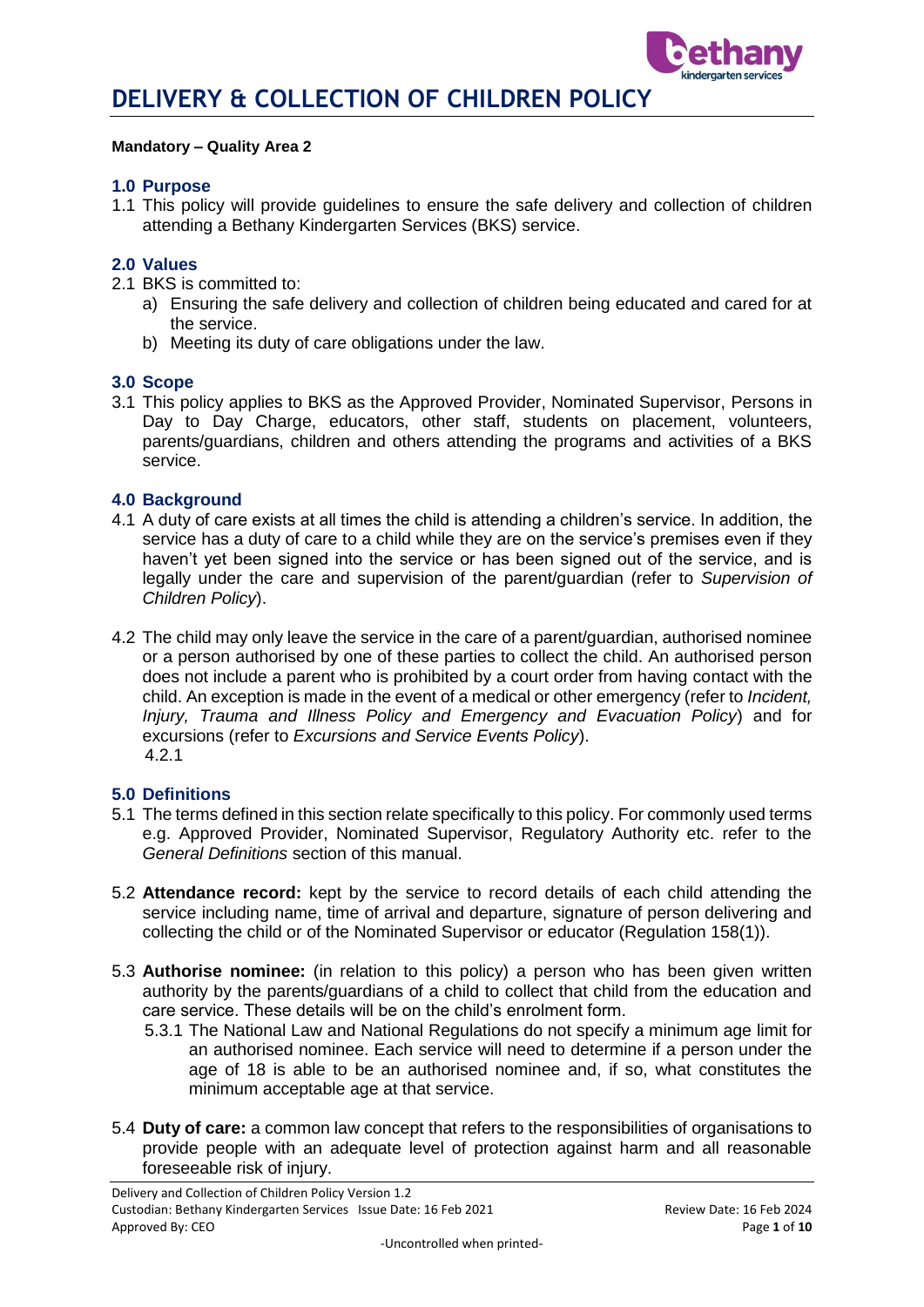# DELIVERY & COLLECTION OF CHILDREN POLICY

**Mandatory – Quality Area 2**

## 1.0 Purpose

1.1 This policy will provide guidelines to ensure the safe delivery and collection of children attending a Bethany Kindergarten Services (BKS) service.

## 2.0 Values

2.1 BKS is committed to:

a) Ensuring the safe delivery and collection of children being educated and cared for at the service.

b) Meeting its duty of care obligations under the law.

## 3.0 Scope

3.1 This policy applies to BKS as the Approved Provider, Nominated Supervisor, Persons in Day to Day Charge, educators, other staff, students on placement, volunteers, parents/guardians, children and others attending the programs and activities of a BKS service.

## 4.0 Background

4.1 A duty of care exists at all times the child is attending a children's service. In addition, the service has a duty of care to a child while they are on the service's premises even if they haven't yet been signed into the service or has been signed out of the service, and is legally under the care and supervision of the parent/guardian (refer to *Supervision of Children Policy*).

4.2 The child may only leave the service in the care of a parent/guardian, authorised nominee or a person authorised by one of these parties to collect the child. An authorised person does not include a parent who is prohibited by a court order from having contact with the child. An exception is made in the event of a medical or other emergency (refer to *Incident, Injury, Trauma and Illness Policy and Emergency and Evacuation Policy*) and for excursions (refer to *Excursions and Service Events Policy*).

4.2.1

## 5.0 Definitions

5.1 The terms defined in this section relate specifically to this policy. For commonly used terms e.g. Approved Provider, Nominated Supervisor, Regulatory Authority etc. refer to the *General Definitions* section of this manual.

5.2 **Attendance record:** kept by the service to record details of each child attending the service including name, time of arrival and departure, signature of person delivering and collecting the child or of the Nominated Supervisor or educator (Regulation 158(1)).

5.3 **Authorise nominee:** (in relation to this policy) a person who has been given written authority by the parents/guardians of a child to collect that child from the education and care service. These details will be on the child's enrolment form.

5.3.1 The National Law and National Regulations do not specify a minimum age limit for an authorised nominee. Each service will need to determine if a person under the age of 18 is able to be an authorised nominee and, if so, what constitutes the minimum acceptable age at that service.

5.4 **Duty of care:** a common law concept that refers to the responsibilities of organisations to provide people with an adequate level of protection against harm and all reasonable foreseeable risk of injury.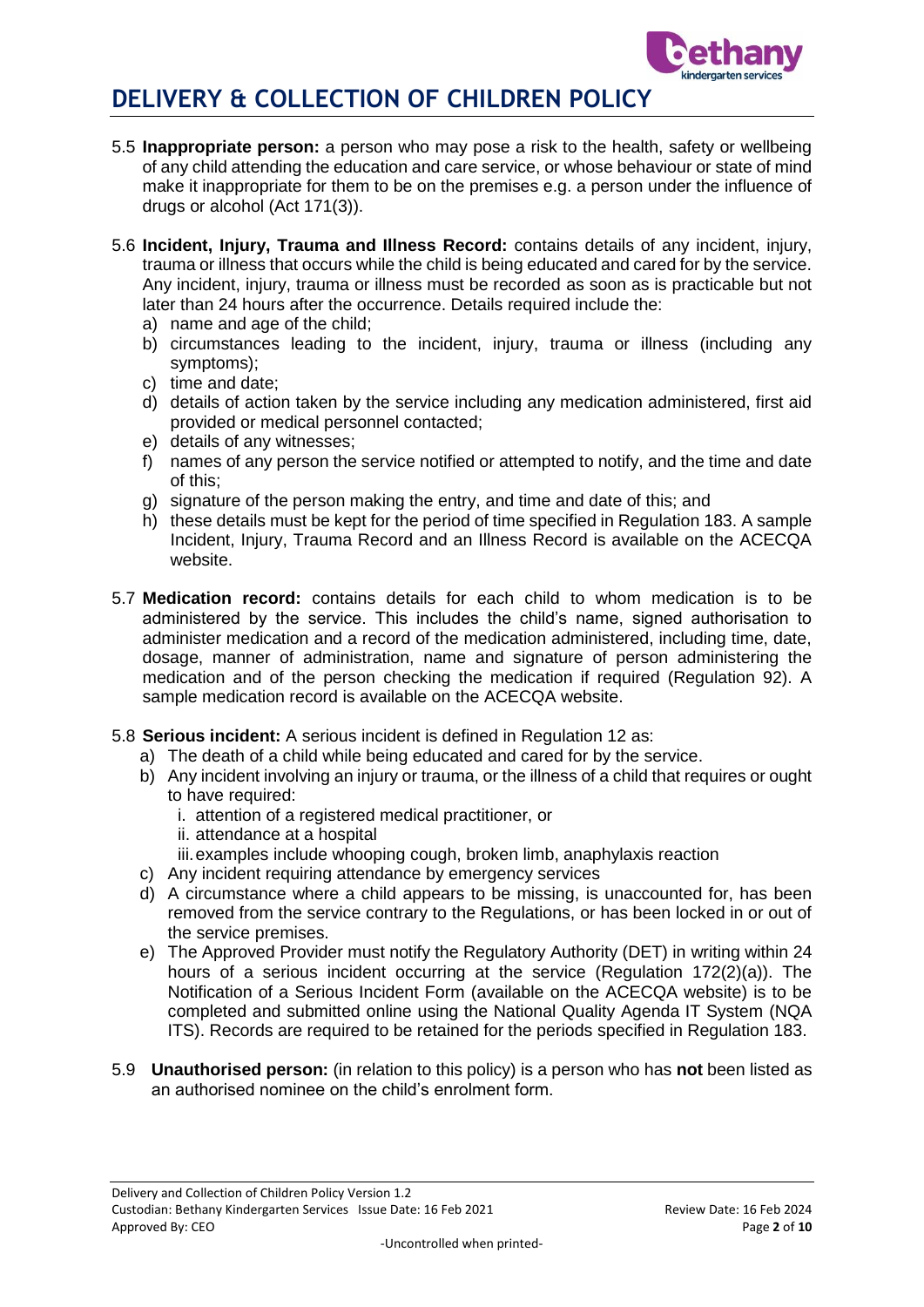5.5 **Inappropriate person:** a person who may pose a risk to the health, safety or wellbeing of any child attending the education and care service, or whose behaviour or state of mind make it inappropriate for them to be on the premises e.g. a person under the influence of drugs or alcohol (Act 171(3)).

5.6 **Incident, Injury, Trauma and Illness Record:** contains details of any incident, injury, trauma or illness that occurs while the child is being educated and cared for by the service. Any incident, injury, trauma or illness must be recorded as soon as is practicable but not later than 24 hours after the occurrence. Details required include the:

a) name and age of the child;
b) circumstances leading to the incident, injury, trauma or illness (including any symptoms);
c) time and date;
d) details of action taken by the service including any medication administered, first aid provided or medical personnel contacted;
e) details of any witnesses;
f) names of any person the service notified or attempted to notify, and the time and date of this;
g) signature of the person making the entry, and time and date of this; and
h) these details must be kept for the period of time specified in Regulation 183. A sample Incident, Injury, Trauma Record and an Illness Record is available on the ACECQA website.

5.7 **Medication record:** contains details for each child to whom medication is to be administered by the service. This includes the child's name, signed authorisation to administer medication and a record of the medication administered, including time, date, dosage, manner of administration, name and signature of person administering the medication and of the person checking the medication if required (Regulation 92). A sample medication record is available on the ACECQA website.

5.8 **Serious incident:** A serious incident is defined in Regulation 12 as:

a) The death of a child while being educated and cared for by the service.
b) Any incident involving an injury or trauma, or the illness of a child that requires or ought to have required:
   i. attention of a registered medical practitioner, or
   ii. attendance at a hospital
   iii. examples include whooping cough, broken limb, anaphylaxis reaction
c) Any incident requiring attendance by emergency services
d) A circumstance where a child appears to be missing, is unaccounted for, has been removed from the service contrary to the Regulations, or has been locked in or out of the service premises.
e) The Approved Provider must notify the Regulatory Authority (DET) in writing within 24 hours of a serious incident occurring at the service (Regulation 172(2)(a)). The Notification of a Serious Incident Form (available on the ACECQA website) is to be completed and submitted online using the National Quality Agenda IT System (NQA ITS). Records are required to be retained for the periods specified in Regulation 183.

5.9 **Unauthorised person:** (in relation to this policy) is a person who has **not** been listed as an authorised nominee on the child's enrolment form.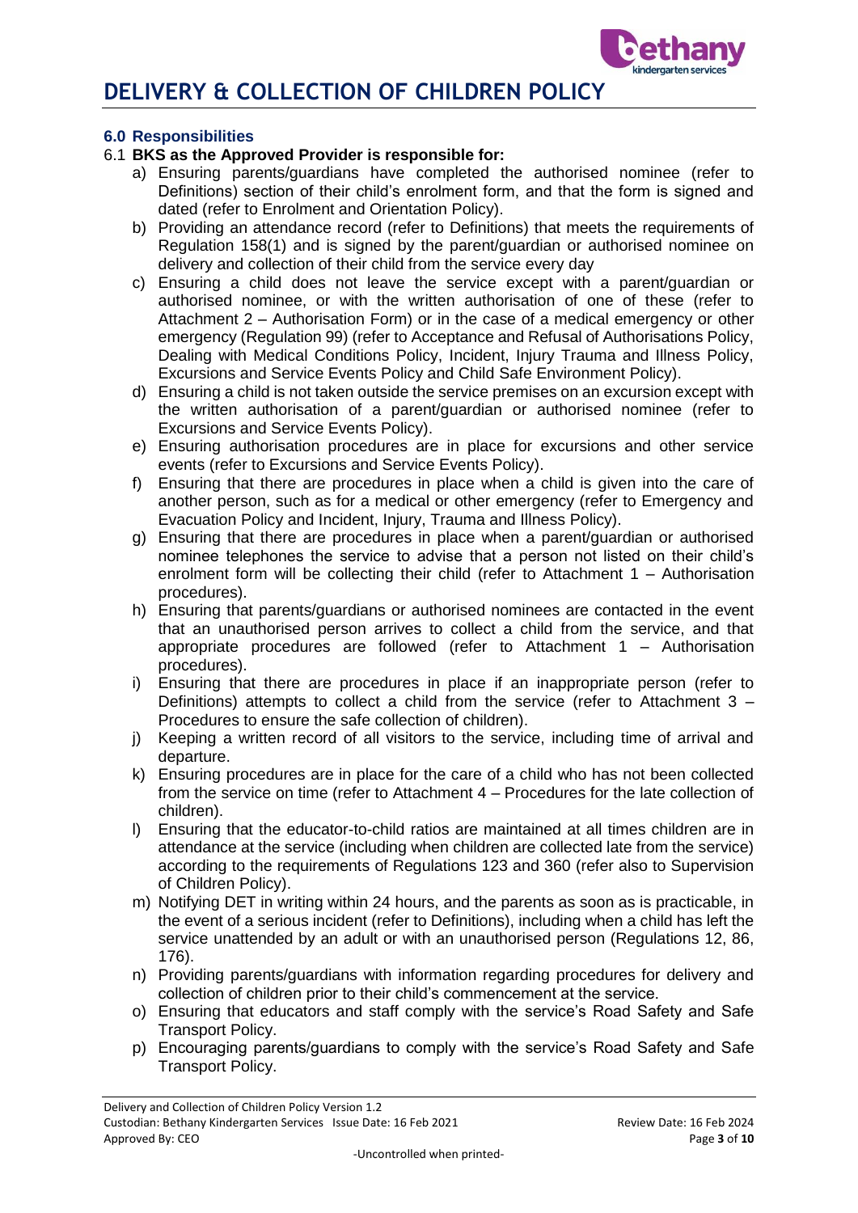### 6.0 Responsibilities

6.1 **BKS as the Approved Provider is responsible for:**

a) Ensuring parents/guardians have completed the authorised nominee (refer to Definitions) section of their child's enrolment form, and that the form is signed and dated (refer to Enrolment and Orientation Policy).

b) Providing an attendance record (refer to Definitions) that meets the requirements of Regulation 158(1) and is signed by the parent/guardian or authorised nominee on delivery and collection of their child from the service every day

c) Ensuring a child does not leave the service except with a parent/guardian or authorised nominee, or with the written authorisation of one of these (refer to Attachment 2 – Authorisation Form) or in the case of a medical emergency or other emergency (Regulation 99) (refer to Acceptance and Refusal of Authorisations Policy, Dealing with Medical Conditions Policy, Incident, Injury Trauma and Illness Policy, Excursions and Service Events Policy and Child Safe Environment Policy).

d) Ensuring a child is not taken outside the service premises on an excursion except with the written authorisation of a parent/guardian or authorised nominee (refer to Excursions and Service Events Policy).

e) Ensuring authorisation procedures are in place for excursions and other service events (refer to Excursions and Service Events Policy).

f) Ensuring that there are procedures in place when a child is given into the care of another person, such as for a medical or other emergency (refer to Emergency and Evacuation Policy and Incident, Injury, Trauma and Illness Policy).

g) Ensuring that there are procedures in place when a parent/guardian or authorised nominee telephones the service to advise that a person not listed on their child's enrolment form will be collecting their child (refer to Attachment 1 – Authorisation procedures).

h) Ensuring that parents/guardians or authorised nominees are contacted in the event that an unauthorised person arrives to collect a child from the service, and that appropriate procedures are followed (refer to Attachment 1 – Authorisation procedures).

i) Ensuring that there are procedures in place if an inappropriate person (refer to Definitions) attempts to collect a child from the service (refer to Attachment 3 – Procedures to ensure the safe collection of children).

j) Keeping a written record of all visitors to the service, including time of arrival and departure.

k) Ensuring procedures are in place for the care of a child who has not been collected from the service on time (refer to Attachment 4 – Procedures for the late collection of children).

l) Ensuring that the educator-to-child ratios are maintained at all times children are in attendance at the service (including when children are collected late from the service) according to the requirements of Regulations 123 and 360 (refer also to Supervision of Children Policy).

m) Notifying DET in writing within 24 hours, and the parents as soon as is practicable, in the event of a serious incident (refer to Definitions), including when a child has left the service unattended by an adult or with an unauthorised person (Regulations 12, 86, 176).

n) Providing parents/guardians with information regarding procedures for delivery and collection of children prior to their child's commencement at the service.

o) Ensuring that educators and staff comply with the service's Road Safety and Safe Transport Policy.

p) Encouraging parents/guardians to comply with the service's Road Safety and Safe Transport Policy.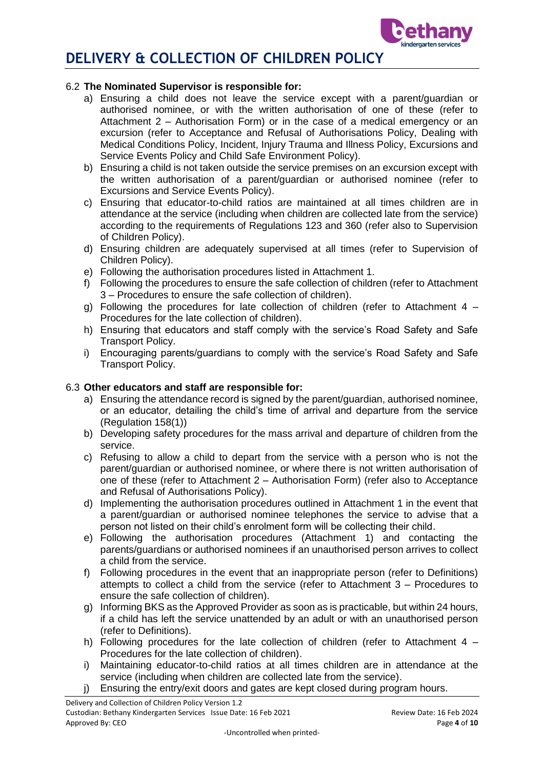6.2 **The Nominated Supervisor is responsible for:**

a) Ensuring a child does not leave the service except with a parent/guardian or authorised nominee, or with the written authorisation of one of these (refer to Attachment 2 – Authorisation Form) or in the case of a medical emergency or an excursion (refer to Acceptance and Refusal of Authorisations Policy, Dealing with Medical Conditions Policy, Incident, Injury Trauma and Illness Policy, Excursions and Service Events Policy and Child Safe Environment Policy).

b) Ensuring a child is not taken outside the service premises on an excursion except with the written authorisation of a parent/guardian or authorised nominee (refer to Excursions and Service Events Policy).

c) Ensuring that educator-to-child ratios are maintained at all times children are in attendance at the service (including when children are collected late from the service) according to the requirements of Regulations 123 and 360 (refer also to Supervision of Children Policy).

d) Ensuring children are adequately supervised at all times (refer to Supervision of Children Policy).

e) Following the authorisation procedures listed in Attachment 1.

f) Following the procedures to ensure the safe collection of children (refer to Attachment 3 – Procedures to ensure the safe collection of children).

g) Following the procedures for late collection of children (refer to Attachment 4 – Procedures for the late collection of children).

h) Ensuring that educators and staff comply with the service's Road Safety and Safe Transport Policy.

i) Encouraging parents/guardians to comply with the service's Road Safety and Safe Transport Policy.

6.3 **Other educators and staff are responsible for:**

a) Ensuring the attendance record is signed by the parent/guardian, authorised nominee, or an educator, detailing the child's time of arrival and departure from the service (Regulation 158(1))

b) Developing safety procedures for the mass arrival and departure of children from the service.

c) Refusing to allow a child to depart from the service with a person who is not the parent/guardian or authorised nominee, or where there is not written authorisation of one of these (refer to Attachment 2 – Authorisation Form) (refer also to Acceptance and Refusal of Authorisations Policy).

d) Implementing the authorisation procedures outlined in Attachment 1 in the event that a parent/guardian or authorised nominee telephones the service to advise that a person not listed on their child's enrolment form will be collecting their child.

e) Following the authorisation procedures (Attachment 1) and contacting the parents/guardians or authorised nominees if an unauthorised person arrives to collect a child from the service.

f) Following procedures in the event that an inappropriate person (refer to Definitions) attempts to collect a child from the service (refer to Attachment 3 – Procedures to ensure the safe collection of children).

g) Informing BKS as the Approved Provider as soon as is practicable, but within 24 hours, if a child has left the service unattended by an adult or with an unauthorised person (refer to Definitions).

h) Following procedures for the late collection of children (refer to Attachment 4 – Procedures for the late collection of children).

i) Maintaining educator-to-child ratios at all times children are in attendance at the service (including when children are collected late from the service).

j) Ensuring the entry/exit doors and gates are kept closed during program hours.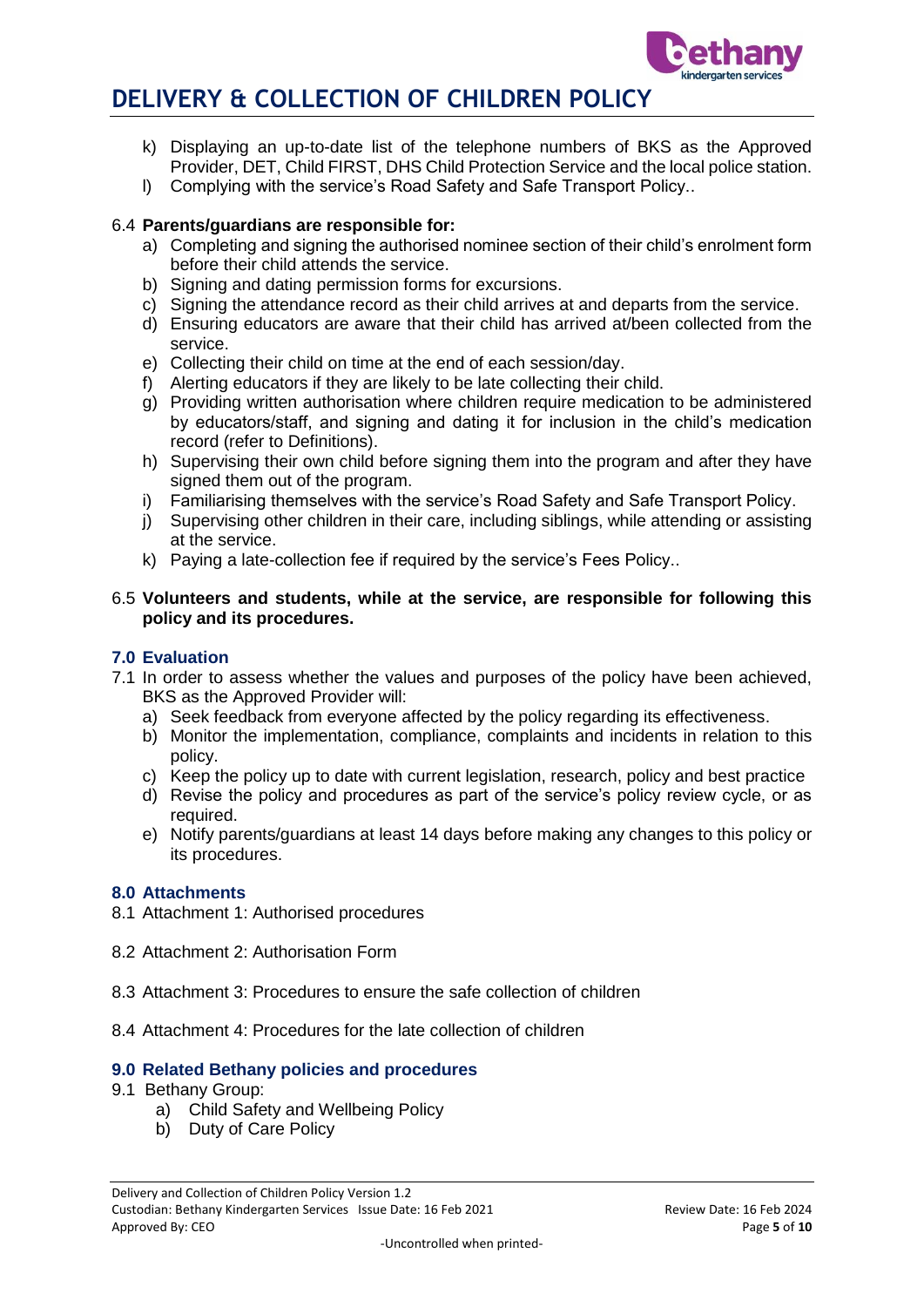k) Displaying an up-to-date list of the telephone numbers of BKS as the Approved Provider, DET, Child FIRST, DHS Child Protection Service and the local police station.
l) Complying with the service's Road Safety and Safe Transport Policy..

6.4 **Parents/guardians are responsible for:**

a) Completing and signing the authorised nominee section of their child's enrolment form before their child attends the service.
b) Signing and dating permission forms for excursions.
c) Signing the attendance record as their child arrives at and departs from the service.
d) Ensuring educators are aware that their child has arrived at/been collected from the service.
e) Collecting their child on time at the end of each session/day.
f) Alerting educators if they are likely to be late collecting their child.
g) Providing written authorisation where children require medication to be administered by educators/staff, and signing and dating it for inclusion in the child's medication record (refer to Definitions).
h) Supervising their own child before signing them into the program and after they have signed them out of the program.
i) Familiarising themselves with the service's Road Safety and Safe Transport Policy.
j) Supervising other children in their care, including siblings, while attending or assisting at the service.
k) Paying a late-collection fee if required by the service's Fees Policy..

6.5 **Volunteers and students, while at the service, are responsible for following this policy and its procedures.**

## 7.0 Evaluation

7.1 In order to assess whether the values and purposes of the policy have been achieved, BKS as the Approved Provider will:

a) Seek feedback from everyone affected by the policy regarding its effectiveness.
b) Monitor the implementation, compliance, complaints and incidents in relation to this policy.
c) Keep the policy up to date with current legislation, research, policy and best practice
d) Revise the policy and procedures as part of the service's policy review cycle, or as required.
e) Notify parents/guardians at least 14 days before making any changes to this policy or its procedures.

## 8.0 Attachments

8.1 Attachment 1: Authorised procedures

8.2 Attachment 2: Authorisation Form

8.3 Attachment 3: Procedures to ensure the safe collection of children

8.4 Attachment 4: Procedures for the late collection of children

## 9.0 Related Bethany policies and procedures

9.1 Bethany Group:

a) Child Safety and Wellbeing Policy
b) Duty of Care Policy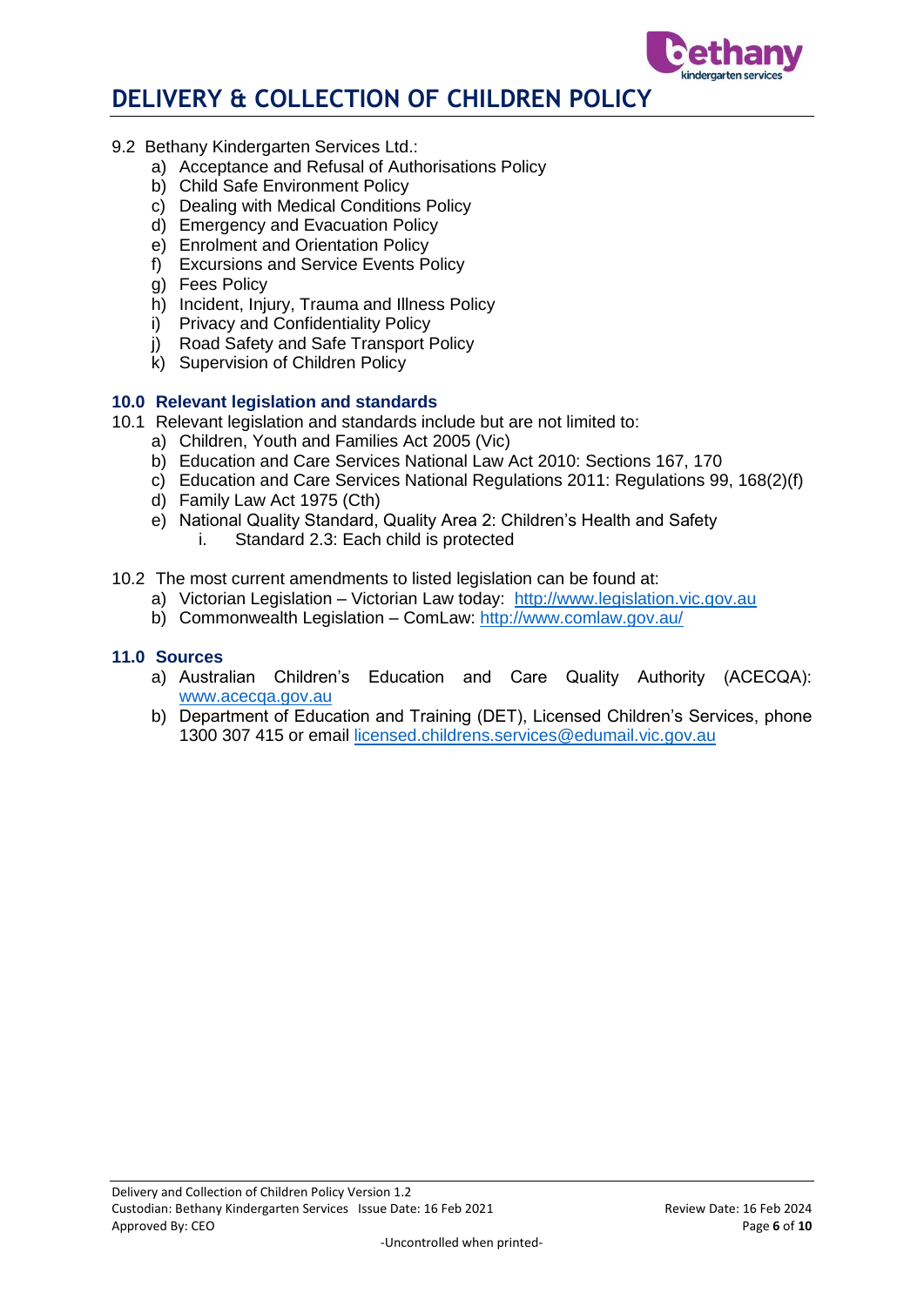9.2 Bethany Kindergarten Services Ltd.:

a) Acceptance and Refusal of Authorisations Policy
b) Child Safe Environment Policy
c) Dealing with Medical Conditions Policy
d) Emergency and Evacuation Policy
e) Enrolment and Orientation Policy
f) Excursions and Service Events Policy
g) Fees Policy
h) Incident, Injury, Trauma and Illness Policy
i) Privacy and Confidentiality Policy
j) Road Safety and Safe Transport Policy
k) Supervision of Children Policy

## 10.0 Relevant legislation and standards

10.1 Relevant legislation and standards include but are not limited to:

a) Children, Youth and Families Act 2005 (Vic)
b) Education and Care Services National Law Act 2010: Sections 167, 170
c) Education and Care Services National Regulations 2011: Regulations 99, 168(2)(f)
d) Family Law Act 1975 (Cth)
e) National Quality Standard, Quality Area 2: Children's Health and Safety
   i. Standard 2.3: Each child is protected

10.2 The most current amendments to listed legislation can be found at:

a) Victorian Legislation – Victorian Law today: http://www.legislation.vic.gov.au
b) Commonwealth Legislation – ComLaw: http://www.comlaw.gov.au/

## 11.0 Sources

a) Australian Children's Education and Care Quality Authority (ACECQA): www.acecqa.gov.au
b) Department of Education and Training (DET), Licensed Children's Services, phone 1300 307 415 or email licensed.childrens.services@edumail.vic.gov.au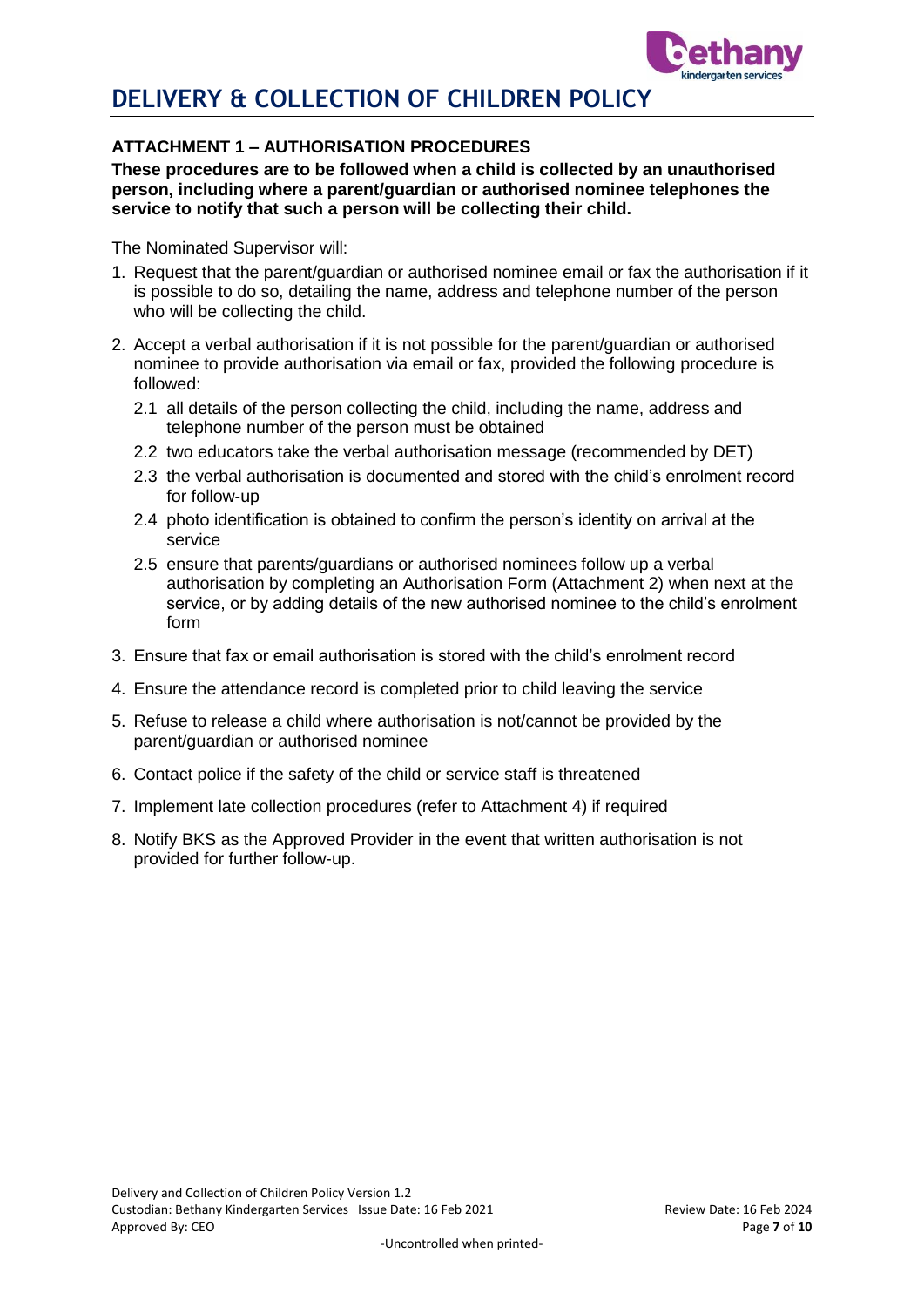## ATTACHMENT 1 – AUTHORISATION PROCEDURES

**These procedures are to be followed when a child is collected by an unauthorised person, including where a parent/guardian or authorised nominee telephones the service to notify that such a person will be collecting their child.**

The Nominated Supervisor will:

1. Request that the parent/guardian or authorised nominee email or fax the authorisation if it is possible to do so, detailing the name, address and telephone number of the person who will be collecting the child.
2. Accept a verbal authorisation if it is not possible for the parent/guardian or authorised nominee to provide authorisation via email or fax, provided the following procedure is followed:
   - 2.1 all details of the person collecting the child, including the name, address and telephone number of the person must be obtained
   - 2.2 two educators take the verbal authorisation message (recommended by DET)
   - 2.3 the verbal authorisation is documented and stored with the child's enrolment record for follow-up
   - 2.4 photo identification is obtained to confirm the person's identity on arrival at the service
   - 2.5 ensure that parents/guardians or authorised nominees follow up a verbal authorisation by completing an Authorisation Form (Attachment 2) when next at the service, or by adding details of the new authorised nominee to the child's enrolment form
3. Ensure that fax or email authorisation is stored with the child's enrolment record
4. Ensure the attendance record is completed prior to child leaving the service
5. Refuse to release a child where authorisation is not/cannot be provided by the parent/guardian or authorised nominee
6. Contact police if the safety of the child or service staff is threatened
7. Implement late collection procedures (refer to Attachment 4) if required
8. Notify BKS as the Approved Provider in the event that written authorisation is not provided for further follow-up.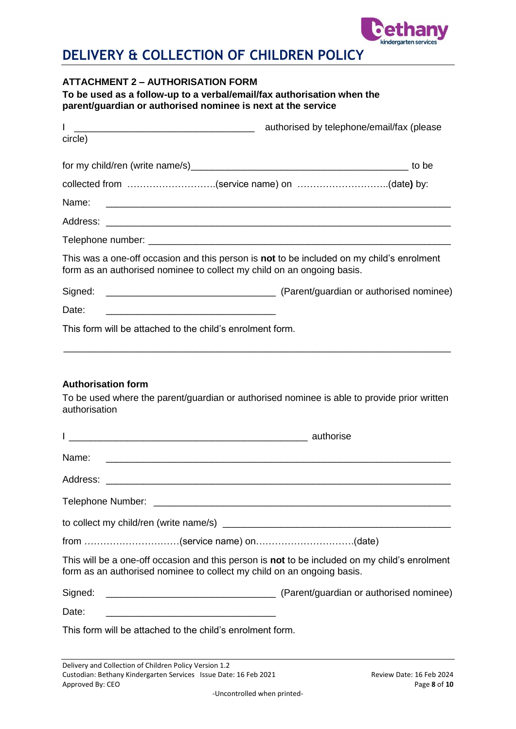# DELIVERY & COLLECTION OF CHILDREN POLICY

**ATTACHMENT 2 – AUTHORISATION FORM**

**To be used as a follow-up to a verbal/email/fax authorisation when the parent/guardian or authorised nominee is next at the service**

I __________________________________ authorised by telephone/email/fax (please circle)

for my child/ren (write name/s)_________________________________________ to be

collected from ……………………….(service name) on ………………………..(date**)** by:

Name: _______________________________________________________________

Address: _____________________________________________________________

Telephone number: _____________________________________________________

This was a one-off occasion and this person is **not** to be included on my child's enrolment form as an authorised nominee to collect my child on an ongoing basis.

Signed: _______________________________ (Parent/guardian or authorised nominee)

Date: _______________________________

This form will be attached to the child's enrolment form.

---

**Authorisation form**

To be used where the parent/guardian or authorised nominee is able to provide prior written authorisation

I ______________________________________________ authorise

Name: _______________________________________________________________

Address: _____________________________________________________________

Telephone Number: _____________________________________________________

to collect my child/ren (write name/s) _____________________________________

from …………………………(service name) on…………………………..(date)

This will be a one-off occasion and this person is **not** to be included on my child's enrolment form as an authorised nominee to collect my child on an ongoing basis.

Signed: _______________________________ (Parent/guardian or authorised nominee)

Date: _______________________________

This form will be attached to the child's enrolment form.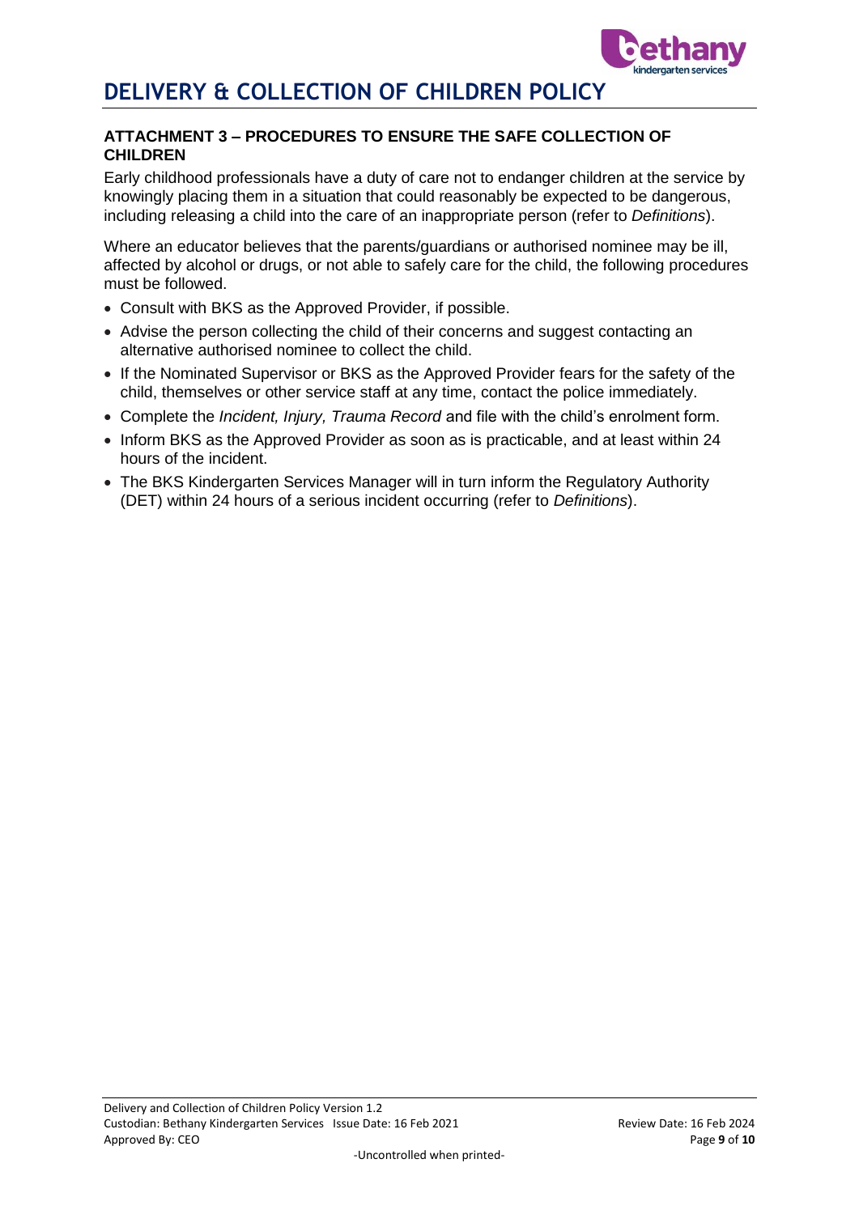## ATTACHMENT 3 – PROCEDURES TO ENSURE THE SAFE COLLECTION OF CHILDREN

Early childhood professionals have a duty of care not to endanger children at the service by knowingly placing them in a situation that could reasonably be expected to be dangerous, including releasing a child into the care of an inappropriate person (refer to *Definitions*).

Where an educator believes that the parents/guardians or authorised nominee may be ill, affected by alcohol or drugs, or not able to safely care for the child, the following procedures must be followed.

- Consult with BKS as the Approved Provider, if possible.
- Advise the person collecting the child of their concerns and suggest contacting an alternative authorised nominee to collect the child.
- If the Nominated Supervisor or BKS as the Approved Provider fears for the safety of the child, themselves or other service staff at any time, contact the police immediately.
- Complete the *Incident, Injury, Trauma Record* and file with the child's enrolment form.
- Inform BKS as the Approved Provider as soon as is practicable, and at least within 24 hours of the incident.
- The BKS Kindergarten Services Manager will in turn inform the Regulatory Authority (DET) within 24 hours of a serious incident occurring (refer to *Definitions*).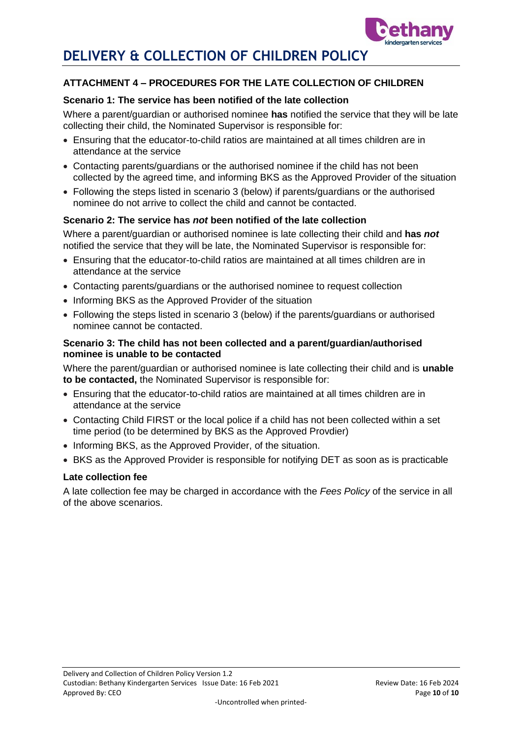## ATTACHMENT 4 – PROCEDURES FOR THE LATE COLLECTION OF CHILDREN

### Scenario 1: The service has been notified of the late collection

Where a parent/guardian or authorised nominee **has** notified the service that they will be late collecting their child, the Nominated Supervisor is responsible for:

- Ensuring that the educator-to-child ratios are maintained at all times children are in attendance at the service
- Contacting parents/guardians or the authorised nominee if the child has not been collected by the agreed time, and informing BKS as the Approved Provider of the situation
- Following the steps listed in scenario 3 (below) if parents/guardians or the authorised nominee do not arrive to collect the child and cannot be contacted.

### Scenario 2: The service has *not* been notified of the late collection

Where a parent/guardian or authorised nominee is late collecting their child and **has *not*** notified the service that they will be late, the Nominated Supervisor is responsible for:

- Ensuring that the educator-to-child ratios are maintained at all times children are in attendance at the service
- Contacting parents/guardians or the authorised nominee to request collection
- Informing BKS as the Approved Provider of the situation
- Following the steps listed in scenario 3 (below) if the parents/guardians or authorised nominee cannot be contacted.

### Scenario 3: The child has not been collected and a parent/guardian/authorised nominee is unable to be contacted

Where the parent/guardian or authorised nominee is late collecting their child and is **unable to be contacted,** the Nominated Supervisor is responsible for:

- Ensuring that the educator-to-child ratios are maintained at all times children are in attendance at the service
- Contacting Child FIRST or the local police if a child has not been collected within a set time period (to be determined by BKS as the Approved Provdier)
- Informing BKS, as the Approved Provider, of the situation.
- BKS as the Approved Provider is responsible for notifying DET as soon as is practicable

### Late collection fee

A late collection fee may be charged in accordance with the *Fees Policy* of the service in all of the above scenarios.